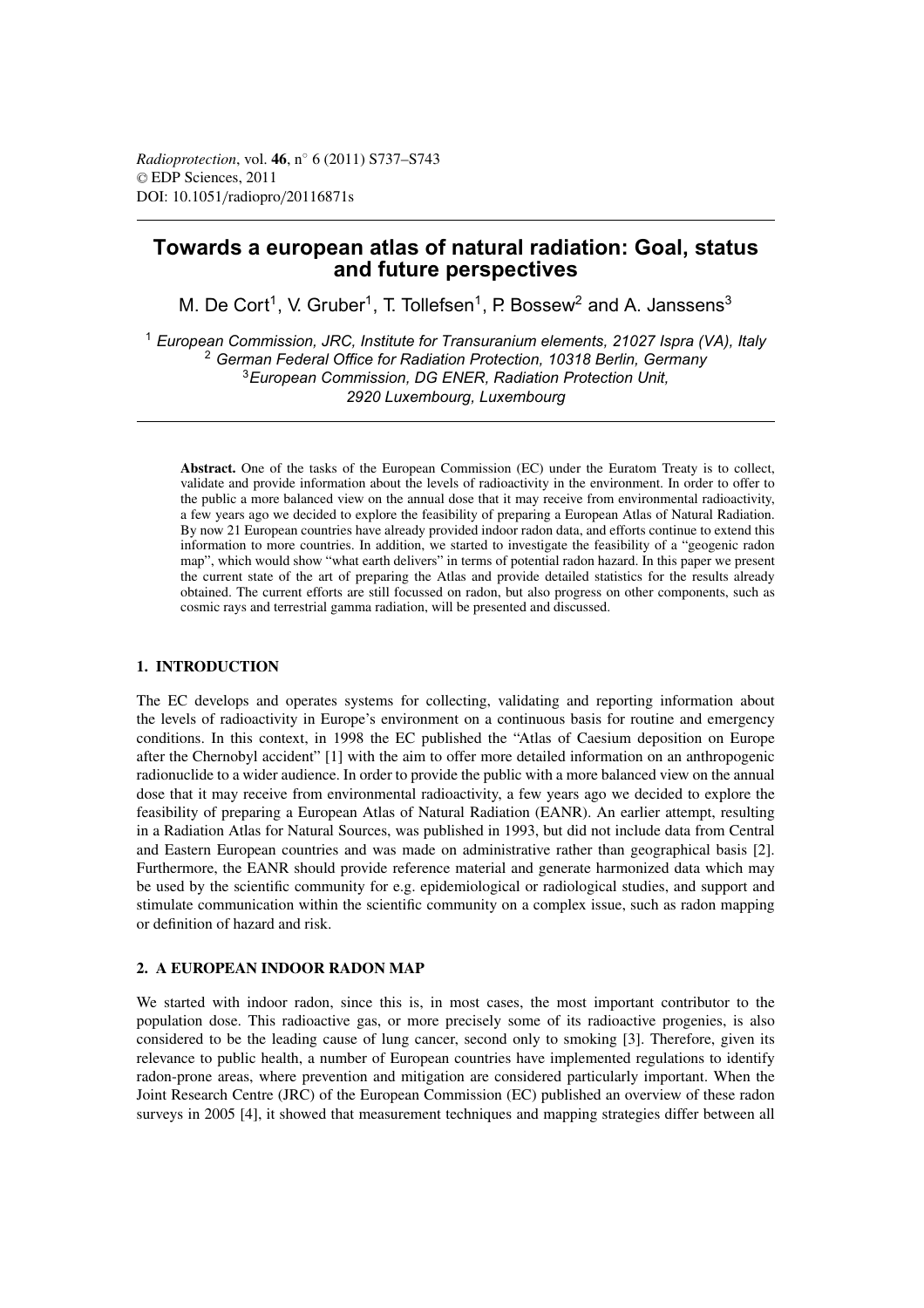# Towards a european atlas of natural radiation: Goal, status and future perspectives

M. De Cort[1], V. Gruber[1], T. Tollefsen[1], P. Bossew[2] and A. Janssens[3]

[1] *European Commission, JRC, Institute for Transuranium elements, 21027 Ispra (VA), Italy*
[2] *German Federal Office for Radiation Protection, 10318 Berlin, Germany*
[3] *European Commission, DG ENER, Radiation Protection Unit, 2920 Luxembourg, Luxembourg*

**Abstract.** One of the tasks of the European Commission (EC) under the Euratom Treaty is to collect, validate and provide information about the levels of radioactivity in the environment. In order to offer to the public a more balanced view on the annual dose that it may receive from environmental radioactivity, a few years ago we decided to explore the feasibility of preparing a European Atlas of Natural Radiation. By now 21 European countries have already provided indoor radon data, and efforts continue to extend this information to more countries. In addition, we started to investigate the feasibility of a "geogenic radon map", which would show "what earth delivers" in terms of potential radon hazard. In this paper we present the current state of the art of preparing the Atlas and provide detailed statistics for the results already obtained. The current efforts are still focussed on radon, but also progress on other components, such as cosmic rays and terrestrial gamma radiation, will be presented and discussed.

## 1. INTRODUCTION

The EC develops and operates systems for collecting, validating and reporting information about the levels of radioactivity in Europe's environment on a continuous basis for routine and emergency conditions. In this context, in 1998 the EC published the "Atlas of Caesium deposition on Europe after the Chernobyl accident" [1] with the aim to offer more detailed information on an anthropogenic radionuclide to a wider audience. In order to provide the public with a more balanced view on the annual dose that it may receive from environmental radioactivity, a few years ago we decided to explore the feasibility of preparing a European Atlas of Natural Radiation (EANR). An earlier attempt, resulting in a Radiation Atlas for Natural Sources, was published in 1993, but did not include data from Central and Eastern European countries and was made on administrative rather than geographical basis [2]. Furthermore, the EANR should provide reference material and generate harmonized data which may be used by the scientific community for e.g. epidemiological or radiological studies, and support and stimulate communication within the scientific community on a complex issue, such as radon mapping or definition of hazard and risk.

## 2. A EUROPEAN INDOOR RADON MAP

We started with indoor radon, since this is, in most cases, the most important contributor to the population dose. This radioactive gas, or more precisely some of its radioactive progenies, is also considered to be the leading cause of lung cancer, second only to smoking [3]. Therefore, given its relevance to public health, a number of European countries have implemented regulations to identify radon-prone areas, where prevention and mitigation are considered particularly important. When the Joint Research Centre (JRC) of the European Commission (EC) published an overview of these radon surveys in 2005 [4], it showed that measurement techniques and mapping strategies differ between all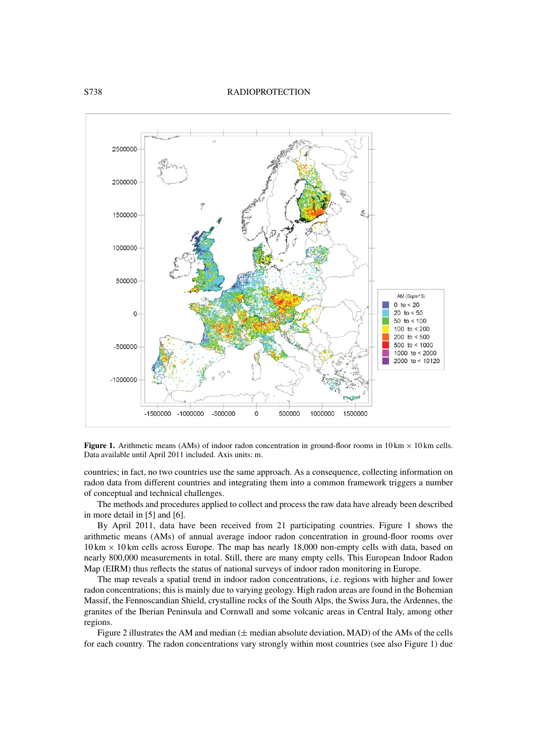**Figure 1.** Arithmetic means (AMs) of indoor radon concentration in ground-floor rooms in 10 km × 10 km cells. Data available until April 2011 included. Axis units: m.

countries; in fact, no two countries use the same approach. As a consequence, collecting information on radon data from different countries and integrating them into a common framework triggers a number of conceptual and technical challenges.

The methods and procedures applied to collect and process the raw data have already been described in more detail in [5] and [6].

By April 2011, data have been received from 21 participating countries. Figure 1 shows the arithmetic means (AMs) of annual average indoor radon concentration in ground-floor rooms over 10 km × 10 km cells across Europe. The map has nearly 18,000 non-empty cells with data, based on nearly 800,000 measurements in total. Still, there are many empty cells. This European Indoor Radon Map (EIRM) thus reflects the status of national surveys of indoor radon monitoring in Europe.

The map reveals a spatial trend in indoor radon concentrations, i.e. regions with higher and lower radon concentrations; this is mainly due to varying geology. High radon areas are found in the Bohemian Massif, the Fennoscandian Shield, crystalline rocks of the South Alps, the Swiss Jura, the Ardennes, the granites of the Iberian Peninsula and Cornwall and some volcanic areas in Central Italy, among other regions.

Figure 2 illustrates the AM and median (± median absolute deviation, MAD) of the AMs of the cells for each country. The radon concentrations vary strongly within most countries (see also Figure 1) due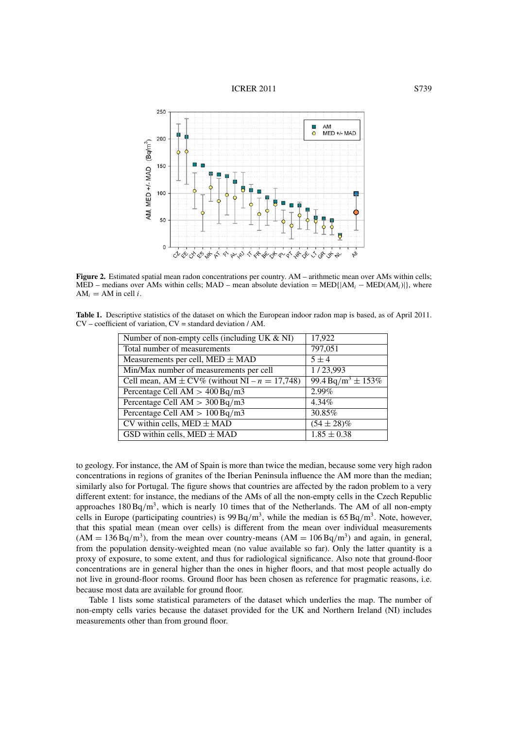**Figure 2.** Estimated spatial mean radon concentrations per country. AM – arithmetic mean over AMs within cells; MED – medians over AMs within cells; MAD – mean absolute deviation = MED{$|AM_i - MED(AM_i)|$}, where $AM_i$ = AM in cell $i$.

**Table 1.** Descriptive statistics of the dataset on which the European indoor radon map is based, as of April 2011. CV – coefficient of variation, CV = standard deviation / AM.

| | |
|---|---|
| Number of non-empty cells (including UK & NI) | 17,922 |
| Total number of measurements | 797,051 |
| Measurements per cell, MED ± MAD | 5 ± 4 |
| Min/Max number of measurements per cell | 1 / 23,993 |
| Cell mean, AM ± CV% (without NI – $n$ = 17,748) | 99.4 Bq/m$^3$ ± 153% |
| Percentage Cell AM > 400 Bq/m3 | 2.99% |
| Percentage Cell AM > 300 Bq/m3 | 4.34% |
| Percentage Cell AM > 100 Bq/m3 | 30.85% |
| CV within cells, MED ± MAD | (54 ± 28)% |
| GSD within cells, MED ± MAD | 1.85 ± 0.38 |

to geology. For instance, the AM of Spain is more than twice the median, because some very high radon concentrations in regions of granites of the Iberian Peninsula influence the AM more than the median; similarly also for Portugal. The figure shows that countries are affected by the radon problem to a very different extent: for instance, the medians of the AMs of all the non-empty cells in the Czech Republic approaches 180 Bq/m$^3$, which is nearly 10 times that of the Netherlands. The AM of all non-empty cells in Europe (participating countries) is 99 Bq/m$^3$, while the median is 65 Bq/m$^3$. Note, however, that this spatial mean (mean over cells) is different from the mean over individual measurements (AM = 136 Bq/m$^3$), from the mean over country-means (AM = 106 Bq/m$^3$) and again, in general, from the population density-weighted mean (no value available so far). Only the latter quantity is a proxy of exposure, to some extent, and thus for radiological significance. Also note that ground-floor concentrations are in general higher than the ones in higher floors, and that most people actually do not live in ground-floor rooms. Ground floor has been chosen as reference for pragmatic reasons, i.e. because most data are available for ground floor.

Table 1 lists some statistical parameters of the dataset which underlies the map. The number of non-empty cells varies because the dataset provided for the UK and Northern Ireland (NI) includes measurements other than from ground floor.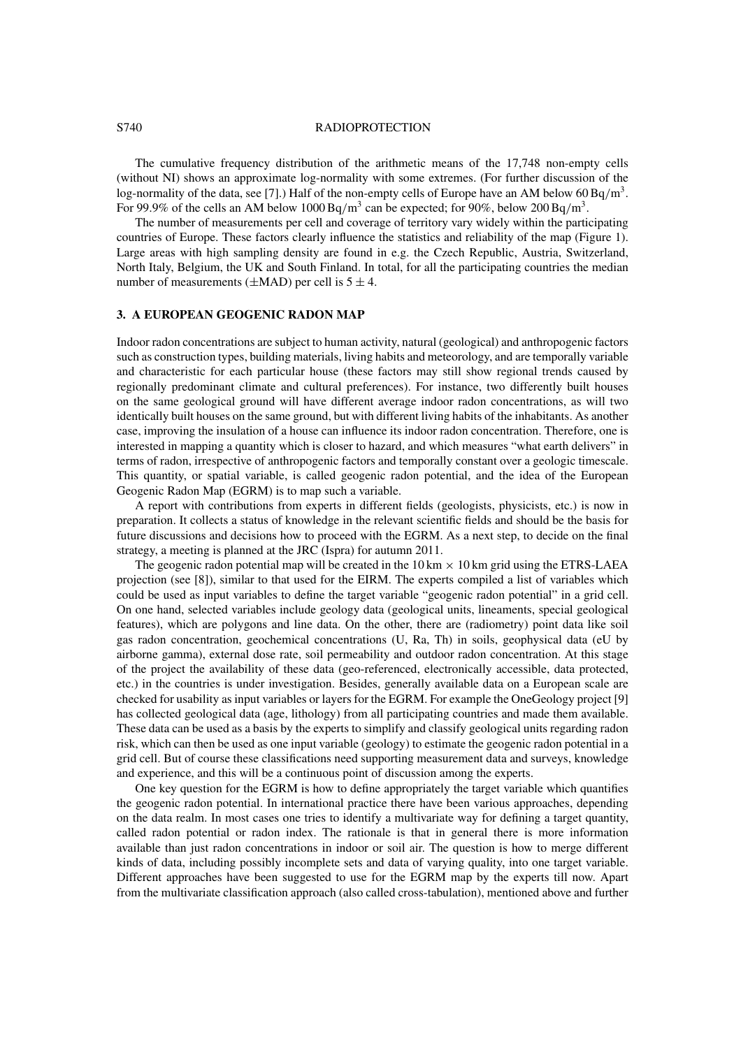The cumulative frequency distribution of the arithmetic means of the 17,748 non-empty cells (without NI) shows an approximate log-normality with some extremes. (For further discussion of the log-normality of the data, see [7].) Half of the non-empty cells of Europe have an AM below 60 Bq/m$^3$. For 99.9% of the cells an AM below 1000 Bq/m$^3$ can be expected; for 90%, below 200 Bq/m$^3$.

The number of measurements per cell and coverage of territory vary widely within the participating countries of Europe. These factors clearly influence the statistics and reliability of the map (Figure 1). Large areas with high sampling density are found in e.g. the Czech Republic, Austria, Switzerland, North Italy, Belgium, the UK and South Finland. In total, for all the participating countries the median number of measurements (±MAD) per cell is $5 \pm 4$.

## 3. A EUROPEAN GEOGENIC RADON MAP

Indoor radon concentrations are subject to human activity, natural (geological) and anthropogenic factors such as construction types, building materials, living habits and meteorology, and are temporally variable and characteristic for each particular house (these factors may still show regional trends caused by regionally predominant climate and cultural preferences). For instance, two differently built houses on the same geological ground will have different average indoor radon concentrations, as will two identically built houses on the same ground, but with different living habits of the inhabitants. As another case, improving the insulation of a house can influence its indoor radon concentration. Therefore, one is interested in mapping a quantity which is closer to hazard, and which measures "what earth delivers" in terms of radon, irrespective of anthropogenic factors and temporally constant over a geologic timescale. This quantity, or spatial variable, is called geogenic radon potential, and the idea of the European Geogenic Radon Map (EGRM) is to map such a variable.

A report with contributions from experts in different fields (geologists, physicists, etc.) is now in preparation. It collects a status of knowledge in the relevant scientific fields and should be the basis for future discussions and decisions how to proceed with the EGRM. As a next step, to decide on the final strategy, a meeting is planned at the JRC (Ispra) for autumn 2011.

The geogenic radon potential map will be created in the 10 km × 10 km grid using the ETRS-LAEA projection (see [8]), similar to that used for the EIRM. The experts compiled a list of variables which could be used as input variables to define the target variable "geogenic radon potential" in a grid cell. On one hand, selected variables include geology data (geological units, lineaments, special geological features), which are polygons and line data. On the other, there are (radiometry) point data like soil gas radon concentration, geochemical concentrations (U, Ra, Th) in soils, geophysical data (eU by airborne gamma), external dose rate, soil permeability and outdoor radon concentration. At this stage of the project the availability of these data (geo-referenced, electronically accessible, data protected, etc.) in the countries is under investigation. Besides, generally available data on a European scale are checked for usability as input variables or layers for the EGRM. For example the OneGeology project [9] has collected geological data (age, lithology) from all participating countries and made them available. These data can be used as a basis by the experts to simplify and classify geological units regarding radon risk, which can then be used as one input variable (geology) to estimate the geogenic radon potential in a grid cell. But of course these classifications need supporting measurement data and surveys, knowledge and experience, and this will be a continuous point of discussion among the experts.

One key question for the EGRM is how to define appropriately the target variable which quantifies the geogenic radon potential. In international practice there have been various approaches, depending on the data realm. In most cases one tries to identify a multivariate way for defining a target quantity, called radon potential or radon index. The rationale is that in general there is more information available than just radon concentrations in indoor or soil air. The question is how to merge different kinds of data, including possibly incomplete sets and data of varying quality, into one target variable. Different approaches have been suggested to use for the EGRM map by the experts till now. Apart from the multivariate classification approach (also called cross-tabulation), mentioned above and further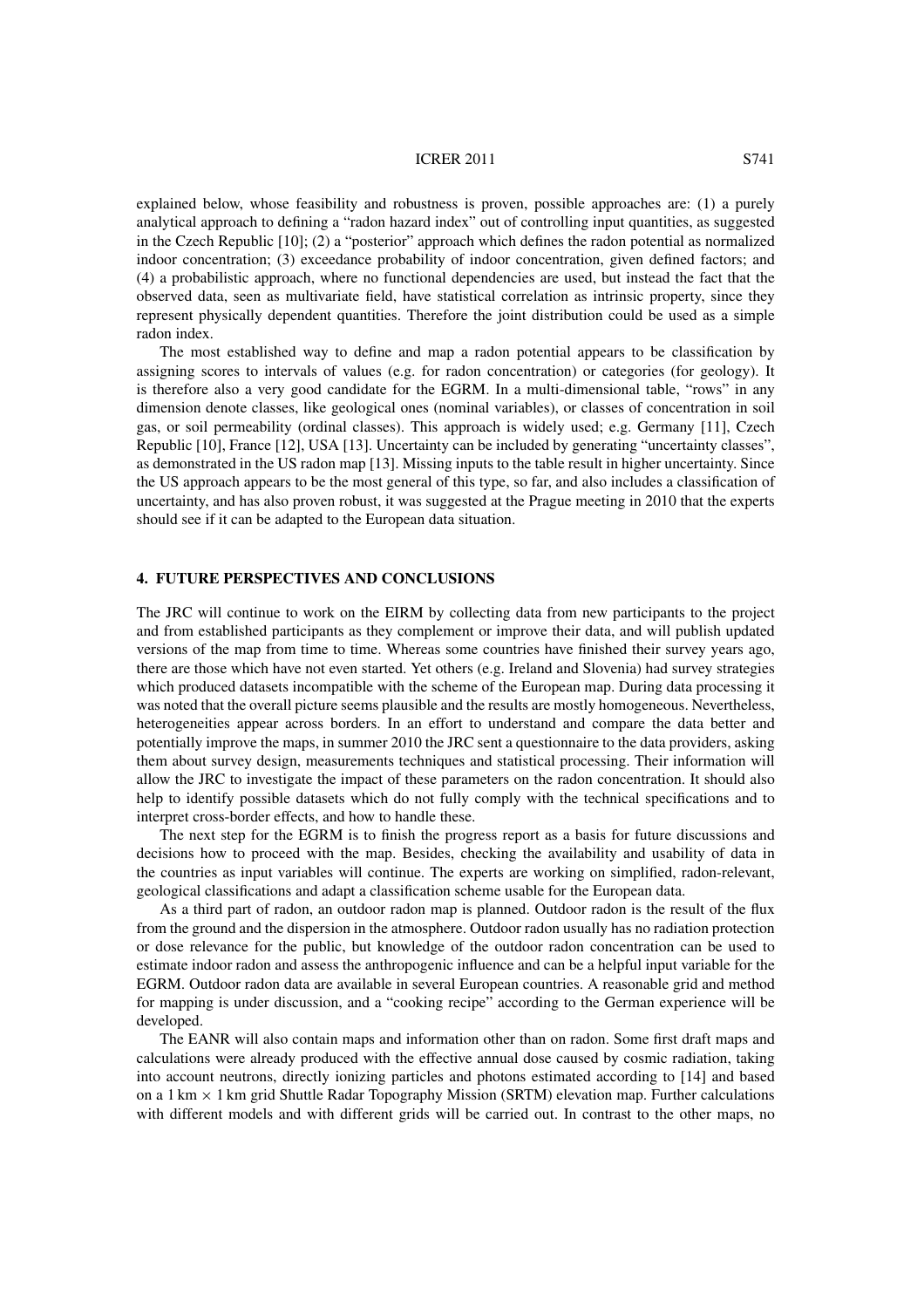explained below, whose feasibility and robustness is proven, possible approaches are: (1) a purely analytical approach to defining a "radon hazard index" out of controlling input quantities, as suggested in the Czech Republic [10]; (2) a "posterior" approach which defines the radon potential as normalized indoor concentration; (3) exceedance probability of indoor concentration, given defined factors; and (4) a probabilistic approach, where no functional dependencies are used, but instead the fact that the observed data, seen as multivariate field, have statistical correlation as intrinsic property, since they represent physically dependent quantities. Therefore the joint distribution could be used as a simple radon index.

The most established way to define and map a radon potential appears to be classification by assigning scores to intervals of values (e.g. for radon concentration) or categories (for geology). It is therefore also a very good candidate for the EGRM. In a multi-dimensional table, "rows" in any dimension denote classes, like geological ones (nominal variables), or classes of concentration in soil gas, or soil permeability (ordinal classes). This approach is widely used; e.g. Germany [11], Czech Republic [10], France [12], USA [13]. Uncertainty can be included by generating "uncertainty classes", as demonstrated in the US radon map [13]. Missing inputs to the table result in higher uncertainty. Since the US approach appears to be the most general of this type, so far, and also includes a classification of uncertainty, and has also proven robust, it was suggested at the Prague meeting in 2010 that the experts should see if it can be adapted to the European data situation.

## 4. FUTURE PERSPECTIVES AND CONCLUSIONS

The JRC will continue to work on the EIRM by collecting data from new participants to the project and from established participants as they complement or improve their data, and will publish updated versions of the map from time to time. Whereas some countries have finished their survey years ago, there are those which have not even started. Yet others (e.g. Ireland and Slovenia) had survey strategies which produced datasets incompatible with the scheme of the European map. During data processing it was noted that the overall picture seems plausible and the results are mostly homogeneous. Nevertheless, heterogeneities appear across borders. In an effort to understand and compare the data better and potentially improve the maps, in summer 2010 the JRC sent a questionnaire to the data providers, asking them about survey design, measurements techniques and statistical processing. Their information will allow the JRC to investigate the impact of these parameters on the radon concentration. It should also help to identify possible datasets which do not fully comply with the technical specifications and to interpret cross-border effects, and how to handle these.

The next step for the EGRM is to finish the progress report as a basis for future discussions and decisions how to proceed with the map. Besides, checking the availability and usability of data in the countries as input variables will continue. The experts are working on simplified, radon-relevant, geological classifications and adapt a classification scheme usable for the European data.

As a third part of radon, an outdoor radon map is planned. Outdoor radon is the result of the flux from the ground and the dispersion in the atmosphere. Outdoor radon usually has no radiation protection or dose relevance for the public, but knowledge of the outdoor radon concentration can be used to estimate indoor radon and assess the anthropogenic influence and can be a helpful input variable for the EGRM. Outdoor radon data are available in several European countries. A reasonable grid and method for mapping is under discussion, and a "cooking recipe" according to the German experience will be developed.

The EANR will also contain maps and information other than on radon. Some first draft maps and calculations were already produced with the effective annual dose caused by cosmic radiation, taking into account neutrons, directly ionizing particles and photons estimated according to [14] and based on a 1 km $\times$ 1 km grid Shuttle Radar Topography Mission (SRTM) elevation map. Further calculations with different models and with different grids will be carried out. In contrast to the other maps, no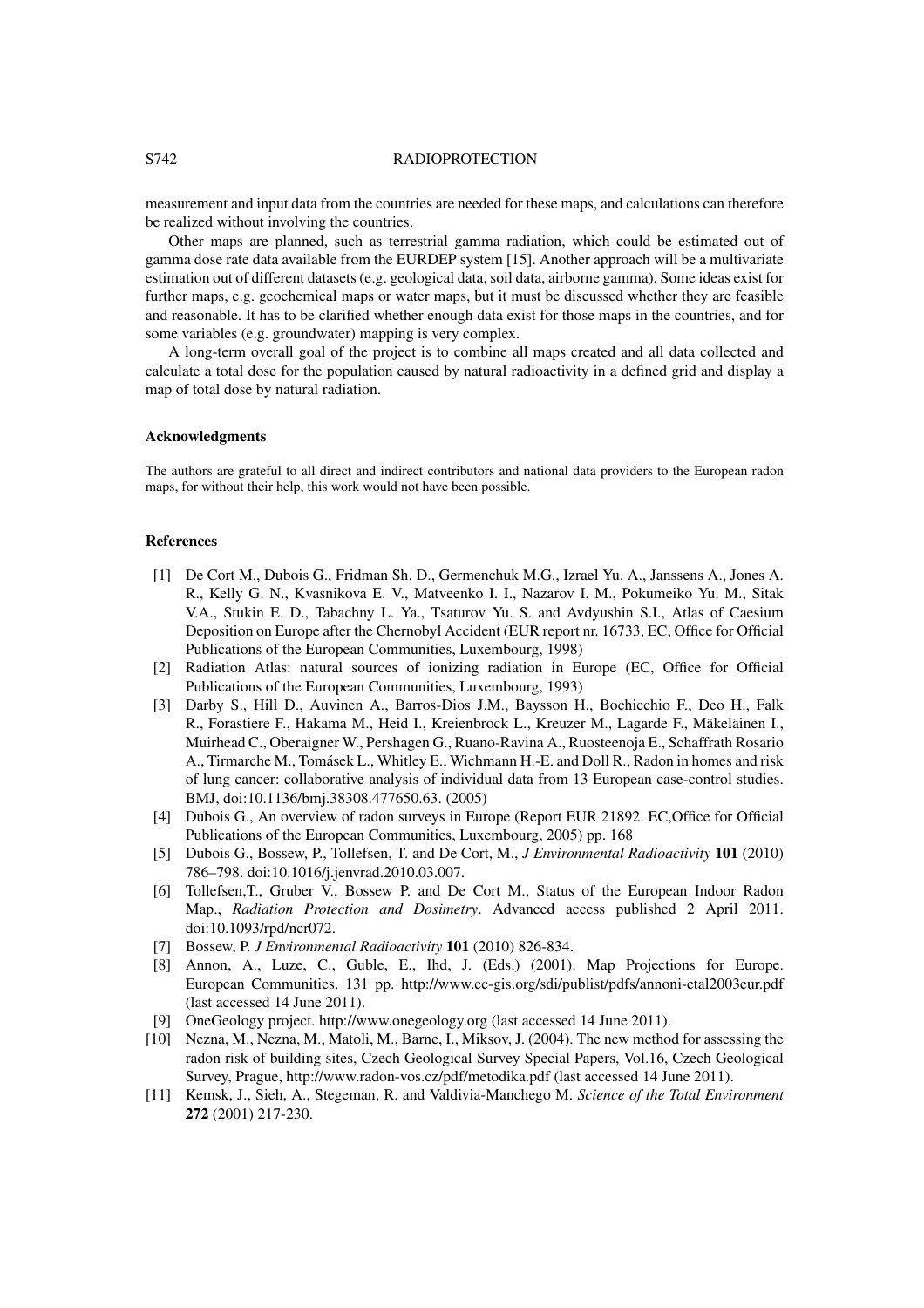measurement and input data from the countries are needed for these maps, and calculations can therefore be realized without involving the countries.

Other maps are planned, such as terrestrial gamma radiation, which could be estimated out of gamma dose rate data available from the EURDEP system [15]. Another approach will be a multivariate estimation out of different datasets (e.g. geological data, soil data, airborne gamma). Some ideas exist for further maps, e.g. geochemical maps or water maps, but it must be discussed whether they are feasible and reasonable. It has to be clarified whether enough data exist for those maps in the countries, and for some variables (e.g. groundwater) mapping is very complex.

A long-term overall goal of the project is to combine all maps created and all data collected and calculate a total dose for the population caused by natural radioactivity in a defined grid and display a map of total dose by natural radiation.

### Acknowledgments

The authors are grateful to all direct and indirect contributors and national data providers to the European radon maps, for without their help, this work would not have been possible.

### References

[1] De Cort M., Dubois G., Fridman Sh. D., Germenchuk M.G., Izrael Yu. A., Janssens A., Jones A. R., Kelly G. N., Kvasnikova E. V., Matveenko I. I., Nazarov I. M., Pokumeiko Yu. M., Sitak V.A., Stukin E. D., Tabachny L. Ya., Tsaturov Yu. S. and Avdyushin S.I., Atlas of Caesium Deposition on Europe after the Chernobyl Accident (EUR report nr. 16733, EC, Office for Official Publications of the European Communities, Luxembourg, 1998)

[2] Radiation Atlas: natural sources of ionizing radiation in Europe (EC, Office for Official Publications of the European Communities, Luxembourg, 1993)

[3] Darby S., Hill D., Auvinen A., Barros-Dios J.M., Baysson H., Bochicchio F., Deo H., Falk R., Forastiere F., Hakama M., Heid I., Kreienbrock L., Kreuzer M., Lagarde F., Mäkeläinen I., Muirhead C., Oberaigner W., Pershagen G., Ruano-Ravina A., Ruosteenoja E., Schaffrath Rosario A., Tirmarche M., Tomásek L., Whitley E., Wichmann H.-E. and Doll R., Radon in homes and risk of lung cancer: collaborative analysis of individual data from 13 European case-control studies. BMJ, doi:10.1136/bmj.38308.477650.63. (2005)

[4] Dubois G., An overview of radon surveys in Europe (Report EUR 21892. EC,Office for Official Publications of the European Communities, Luxembourg, 2005) pp. 168

[5] Dubois G., Bossew, P., Tollefsen, T. and De Cort, M., *J Environmental Radioactivity* **101** (2010) 786–798. doi:10.1016/j.jenvrad.2010.03.007.

[6] Tollefsen,T., Gruber V., Bossew P. and De Cort M., Status of the European Indoor Radon Map., *Radiation Protection and Dosimetry*. Advanced access published 2 April 2011. doi:10.1093/rpd/ncr072.

[7] Bossew, P. *J Environmental Radioactivity* **101** (2010) 826-834.

[8] Annon, A., Luze, C., Guble, E., Ihd, J. (Eds.) (2001). Map Projections for Europe. European Communities. 131 pp. http://www.ec-gis.org/sdi/publist/pdfs/annoni-etal2003eur.pdf (last accessed 14 June 2011).

[9] OneGeology project. http://www.onegeology.org (last accessed 14 June 2011).

[10] Nezna, M., Nezna, M., Matoli, M., Barne, I., Miksov, J. (2004). The new method for assessing the radon risk of building sites, Czech Geological Survey Special Papers, Vol.16, Czech Geological Survey, Prague, http://www.radon-vos.cz/pdf/metodika.pdf (last accessed 14 June 2011).

[11] Kemsk, J., Sieh, A., Stegeman, R. and Valdivia-Manchego M. *Science of the Total Environment* **272** (2001) 217-230.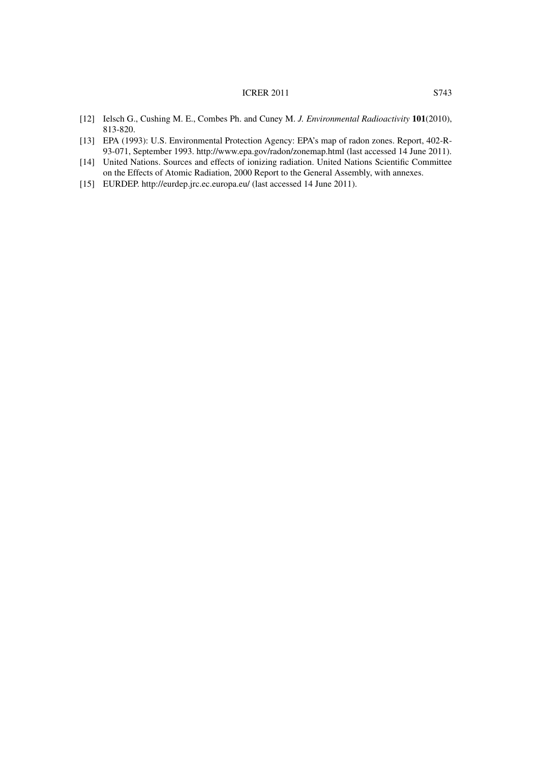[12] Ielsch G., Cushing M. E., Combes Ph. and Cuney M. *J. Environmental Radioactivity* **101**(2010), 813-820.

[13] EPA (1993): U.S. Environmental Protection Agency: EPA's map of radon zones. Report, 402-R-93-071, September 1993. http://www.epa.gov/radon/zonemap.html (last accessed 14 June 2011).

[14] United Nations. Sources and effects of ionizing radiation. United Nations Scientific Committee on the Effects of Atomic Radiation, 2000 Report to the General Assembly, with annexes.

[15] EURDEP. http://eurdep.jrc.ec.europa.eu/ (last accessed 14 June 2011).